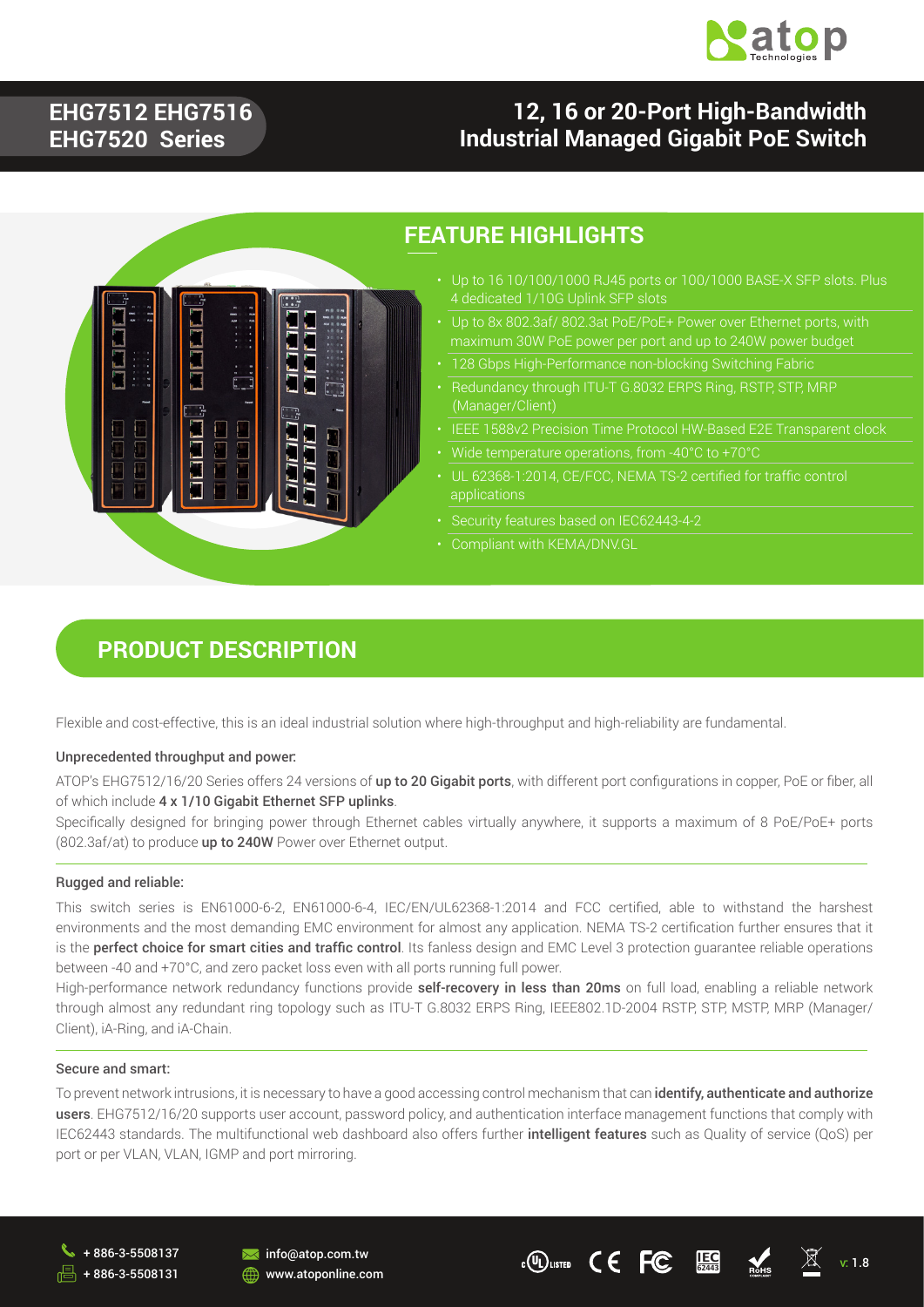# EHG7512 EHG7516 EHG7520 Series

# 12, 16 or 20-Port High-Bandwidth Industrial Managed Gigabit PoE Switch

## FEATURE HIGHLIGHTS

- Up to 16 10/100/1000 RJ45 ports or 100/1000 BASE-X SFP slots. Plus 4 dedicated 1/10G Uplink SFP slots
- Up to 8x 802.3af/ 802.3at PoE/PoE+ Power over Ethernet ports, with maximum 30W PoE power per port and up to 240W power budget
- 128 Gbps High-Performance non-blocking Switching Fabric
- Redundancy through ITU-T G.8032 ERPS Ring, RSTP, STP, MRP (Manager/Client)
- IEEE 1588v2 Precision Time Protocol HW-Based E2E Transparent clock
- Wide temperature operations, from -40°C to +70°C
- UL 62368-1:2014, CE/FCC, NEMA TS-2 certified for traffic control applications
- Security features based on IEC62443-4-2
- Compliant with KEMA/DNV.GL

## PRODUCT DESCRIPTION

Flexible and cost-effective, this is an ideal industrial solution where high-throughput and high-reliability are fundamental.

### Unprecedented throughput and power:

ATOP's EHG7512/16/20 Series offers 24 versions of **up to 20 Gigabit ports**, with different port configurations in copper, PoE or fiber, all of which include **4 x 1/10 Gigabit Ethernet SFP uplinks**.

Specifically designed for bringing power through Ethernet cables virtually anywhere, it supports a maximum of 8 PoE/PoE+ ports (802.3af/at) to produce **up to 240W** Power over Ethernet output.

### Rugged and reliable:

This switch series is EN61000-6-2, EN61000-6-4, IEC/EN/UL62368-1:2014 and FCC certified, able to withstand the harshest environments and the most demanding EMC environment for almost any application. NEMA TS-2 certification further ensures that it is the **perfect choice for smart cities and traffic control**. Its fanless design and EMC Level 3 protection guarantee reliable operations between -40 and +70°C, and zero packet loss even with all ports running full power.

High-performance network redundancy functions provide **self-recovery in less than 20ms** on full load, enabling a reliable network through almost any redundant ring topology such as ITU-T G.8032 ERPS Ring, IEEE802.1D-2004 RSTP, STP, MSTP, MRP (Manager/Client), iA-Ring, and iA-Chain.

### Secure and smart:

To prevent network intrusions, it is necessary to have a good accessing control mechanism that can **identify, authenticate and authorize users**. EHG7512/16/20 supports user account, password policy, and authentication interface management functions that comply with IEC62443 standards. The multifunctional web dashboard also offers further **intelligent features** such as Quality of service (QoS) per port or per VLAN, VLAN, IGMP and port mirroring.

+ 886-3-5508137
+ 886-3-5508131
info@atop.com.tw
www.atoponline.com
v: 1.8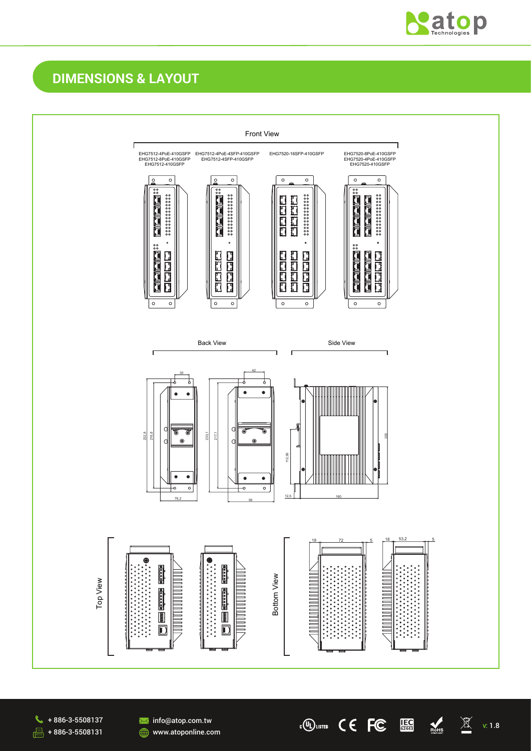## DIMENSIONS & LAYOUT

Front View

EHG7512-4PoE-410GSFP
EHG7512-8PoE-410GSFP
EHG7512-410GSFP

EHG7512-4PoE-4SFP-410GSFP
EHG7512-4SFP-410GSFP

EHG7520-16SFP-410GSFP

EHG7520-8PoE-410GSFP
EHG7520-4PoE-410GSFP
EHG7520-410GSFP

Back View

30
232,8
216,8
76,2

42
233,1
217,1
95

Side View

112,95
200
12,5
160

Top View

Bottom View

18
72
5
18
53,2
5

+ 886-3-5508137
+ 886-3-5508131
info@atop.com.tw
www.atoponline.com

v: 1.8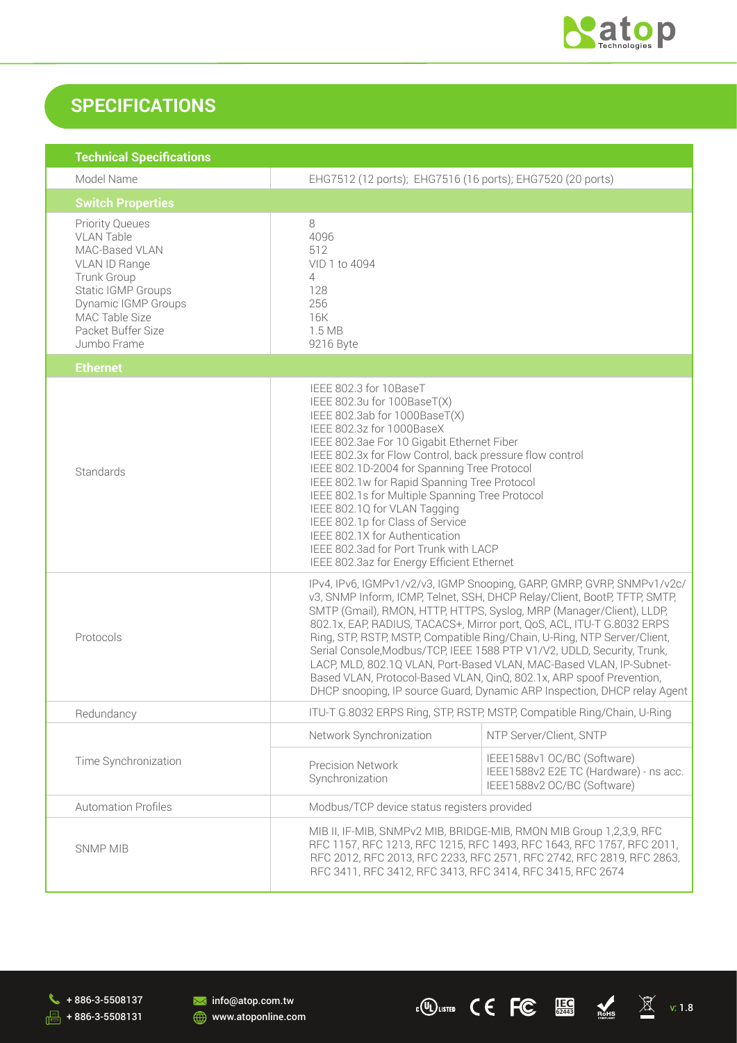## SPECIFICATIONS

| Technical Specifications | | |
|---|---|---|
| Model Name | EHG7512 (12 ports); EHG7516 (16 ports); EHG7520 (20 ports) | |
| **Switch Properties** | | |
| Priority Queues<br>VLAN Table<br>MAC-Based VLAN<br>VLAN ID Range<br>Trunk Group<br>Static IGMP Groups<br>Dynamic IGMP Groups<br>MAC Table Size<br>Packet Buffer Size<br>Jumbo Frame | 8<br>4096<br>512<br>VID 1 to 4094<br>4<br>128<br>256<br>16K<br>1.5 MB<br>9216 Byte | |
| **Ethernet** | | |
| Standards | IEEE 802.3 for 10BaseT<br>IEEE 802.3u for 100BaseT(X)<br>IEEE 802.3ab for 1000BaseT(X)<br>IEEE 802.3z for 1000BaseX<br>IEEE 802.3ae For 10 Gigabit Ethernet Fiber<br>IEEE 802.3x for Flow Control, back pressure flow control<br>IEEE 802.1D-2004 for Spanning Tree Protocol<br>IEEE 802.1w for Rapid Spanning Tree Protocol<br>IEEE 802.1s for Multiple Spanning Tree Protocol<br>IEEE 802.1Q for VLAN Tagging<br>IEEE 802.1p for Class of Service<br>IEEE 802.1X for Authentication<br>IEEE 802.3ad for Port Trunk with LACP<br>IEEE 802.3az for Energy Efficient Ethernet | |
| Protocols | IPv4, IPv6, IGMPv1/v2/v3, IGMP Snooping, GARP, GMRP, GVRP, SNMPv1/v2c/v3, SNMP Inform, ICMP, Telnet, SSH, DHCP Relay/Client, BootP, TFTP, SMTP, SMTP (Gmail), RMON, HTTP, HTTPS, Syslog, MRP (Manager/Client), LLDP, 802.1x, EAP, RADIUS, TACACS+, Mirror port, QoS, ACL, ITU-T G.8032 ERPS Ring, STP, RSTP, MSTP, Compatible Ring/Chain, U-Ring, NTP Server/Client, Serial Console,Modbus/TCP, IEEE 1588 PTP V1/V2, UDLD, Security, Trunk, LACP, MLD, 802.1Q VLAN, Port-Based VLAN, MAC-Based VLAN, IP-Subnet-Based VLAN, Protocol-Based VLAN, QinQ, 802.1x, ARP spoof Prevention, DHCP snooping, IP source Guard, Dynamic ARP Inspection, DHCP relay Agent | |
| Redundancy | ITU-T G.8032 ERPS Ring, STP, RSTP, MSTP, Compatible Ring/Chain, U-Ring | |
| Time Synchronization | Network Synchronization | NTP Server/Client, SNTP |
| | Precision Network Synchronization | IEEE1588v1 OC/BC (Software)<br>IEEE1588v2 E2E TC (Hardware) - ns acc.<br>IEEE1588v2 OC/BC (Software) |
| Automation Profiles | Modbus/TCP device status registers provided | |
| SNMP MIB | MIB II, IF-MIB, SNMPv2 MIB, BRIDGE-MIB, RMON MIB Group 1,2,3,9, RFC RFC 1157, RFC 1213, RFC 1215, RFC 1493, RFC 1643, RFC 1757, RFC 2011, RFC 2012, RFC 2013, RFC 2233, RFC 2571, RFC 2742, RFC 2819, RFC 2863, RFC 3411, RFC 3412, RFC 3413, RFC 3414, RFC 3415, RFC 2674 | |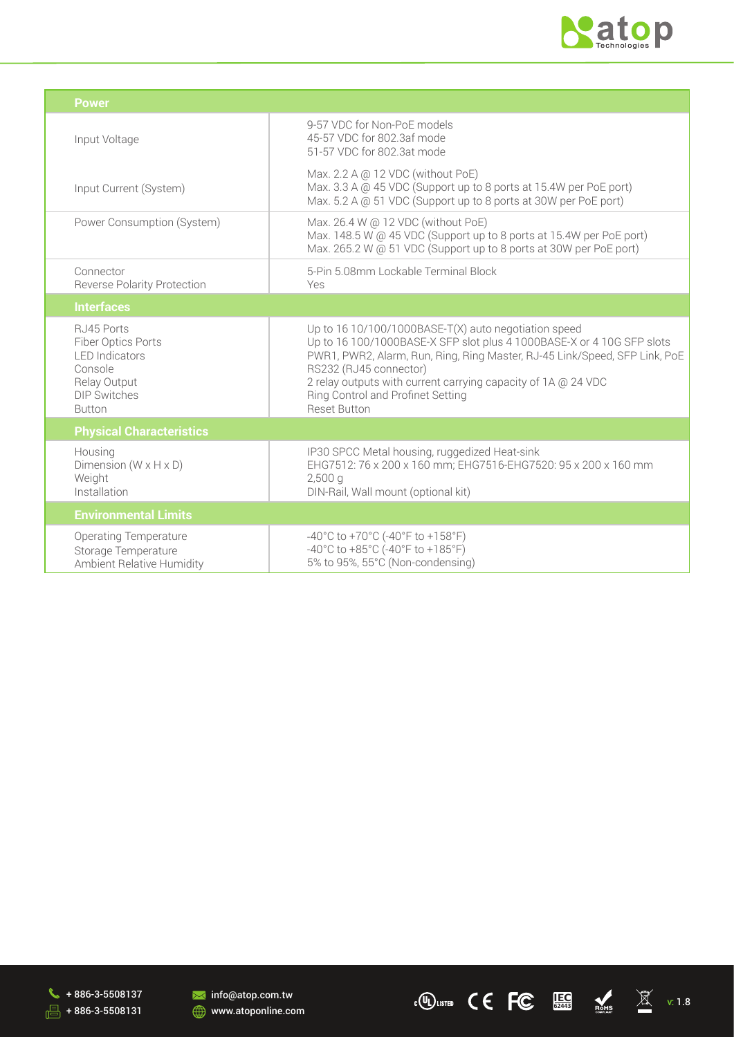| | |
|---|---|
| **Power** | |
| Input Voltage | 9-57 VDC for Non-PoE models<br>45-57 VDC for 802.3af mode<br>51-57 VDC for 802.3at mode |
| Input Current (System) | Max. 2.2 A @ 12 VDC (without PoE)<br>Max. 3.3 A @ 45 VDC (Support up to 8 ports at 15.4W per PoE port)<br>Max. 5.2 A @ 51 VDC (Support up to 8 ports at 30W per PoE port) |
| Power Consumption (System) | Max. 26.4 W @ 12 VDC (without PoE)<br>Max. 148.5 W @ 45 VDC (Support up to 8 ports at 15.4W per PoE port)<br>Max. 265.2 W @ 51 VDC (Support up to 8 ports at 30W per PoE port) |
| Connector<br>Reverse Polarity Protection | 5-Pin 5.08mm Lockable Terminal Block<br>Yes |
| **Interfaces** | |
| RJ45 Ports<br>Fiber Optics Ports<br>LED Indicators<br><br>Console<br>Relay Output<br>DIP Switches<br>Button | Up to 16 10/100/1000BASE-T(X) auto negotiation speed<br>Up to 16 100/1000BASE-X SFP slot plus 4 1000BASE-X or 4 10G SFP slots<br>PWR1, PWR2, Alarm, Run, Ring, Ring Master, RJ-45 Link/Speed, SFP Link, PoE<br>RS232 (RJ45 connector)<br>2 relay outputs with current carrying capacity of 1A @ 24 VDC<br>Ring Control and Profinet Setting<br>Reset Button |
| **Physical Characteristics** | |
| Housing<br>Dimension (W x H x D)<br>Weight<br>Installation | IP30 SPCC Metal housing, ruggedized Heat-sink<br>EHG7512: 76 x 200 x 160 mm; EHG7516-EHG7520: 95 x 200 x 160 mm<br>2,500 g<br>DIN-Rail, Wall mount (optional kit) |
| **Environmental Limits** | |
| Operating Temperature<br>Storage Temperature<br>Ambient Relative Humidity | -40°C to +70°C (-40°F to +158°F)<br>-40°C to +85°C (-40°F to +185°F)<br>5% to 95%, 55°C (Non-condensing) |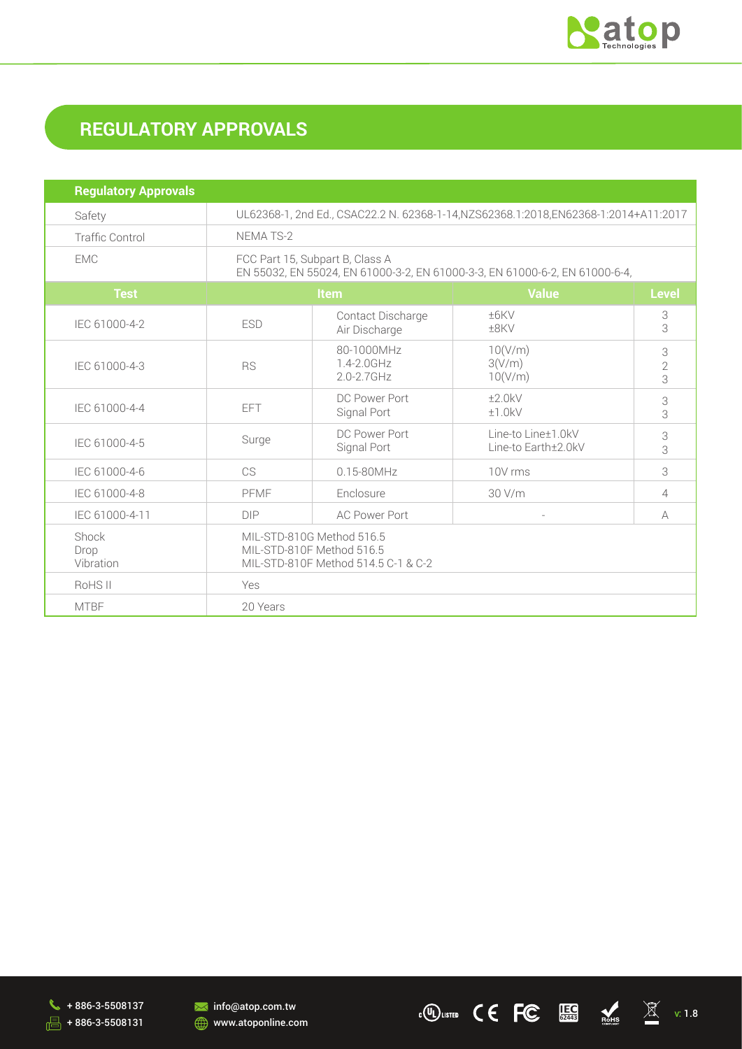## REGULATORY APPROVALS

| Regulatory Approvals | | | | |
|---|---|---|---|---|
| Safety | UL62368-1, 2nd Ed., CSAC22.2 N. 62368-1-14,NZS62368.1:2018,EN62368-1:2014+A11:2017 | | | |
| Traffic Control | NEMA TS-2 | | | |
| EMC | FCC Part 15, Subpart B, Class A<br>EN 55032, EN 55024, EN 61000-3-2, EN 61000-3-3, EN 61000-6-2, EN 61000-6-4, | | | |
| **Test** | **Item** | | **Value** | **Level** |
| IEC 61000-4-2 | ESD | Contact Discharge<br>Air Discharge | ±6KV<br>±8KV | 3<br>3 |
| IEC 61000-4-3 | RS | 80-1000MHz<br>1.4-2.0GHz<br>2.0-2.7GHz | 10(V/m)<br>3(V/m)<br>10(V/m) | 3<br>2<br>3 |
| IEC 61000-4-4 | EFT | DC Power Port<br>Signal Port | ±2.0kV<br>±1.0kV | 3<br>3 |
| IEC 61000-4-5 | Surge | DC Power Port<br>Signal Port | Line-to Line±1.0kV<br>Line-to Earth±2.0kV | 3<br>3 |
| IEC 61000-4-6 | CS | 0.15-80MHz | 10V rms | 3 |
| IEC 61000-4-8 | PFMF | Enclosure | 30 V/m | 4 |
| IEC 61000-4-11 | DIP | AC Power Port | - | A |
| Shock<br>Drop<br>Vibration | MIL-STD-810G Method 516.5<br>MIL-STD-810F Method 516.5<br>MIL-STD-810F Method 514.5 C-1 & C-2 | | | |
| RoHS II | Yes | | | |
| MTBF | 20 Years | | | |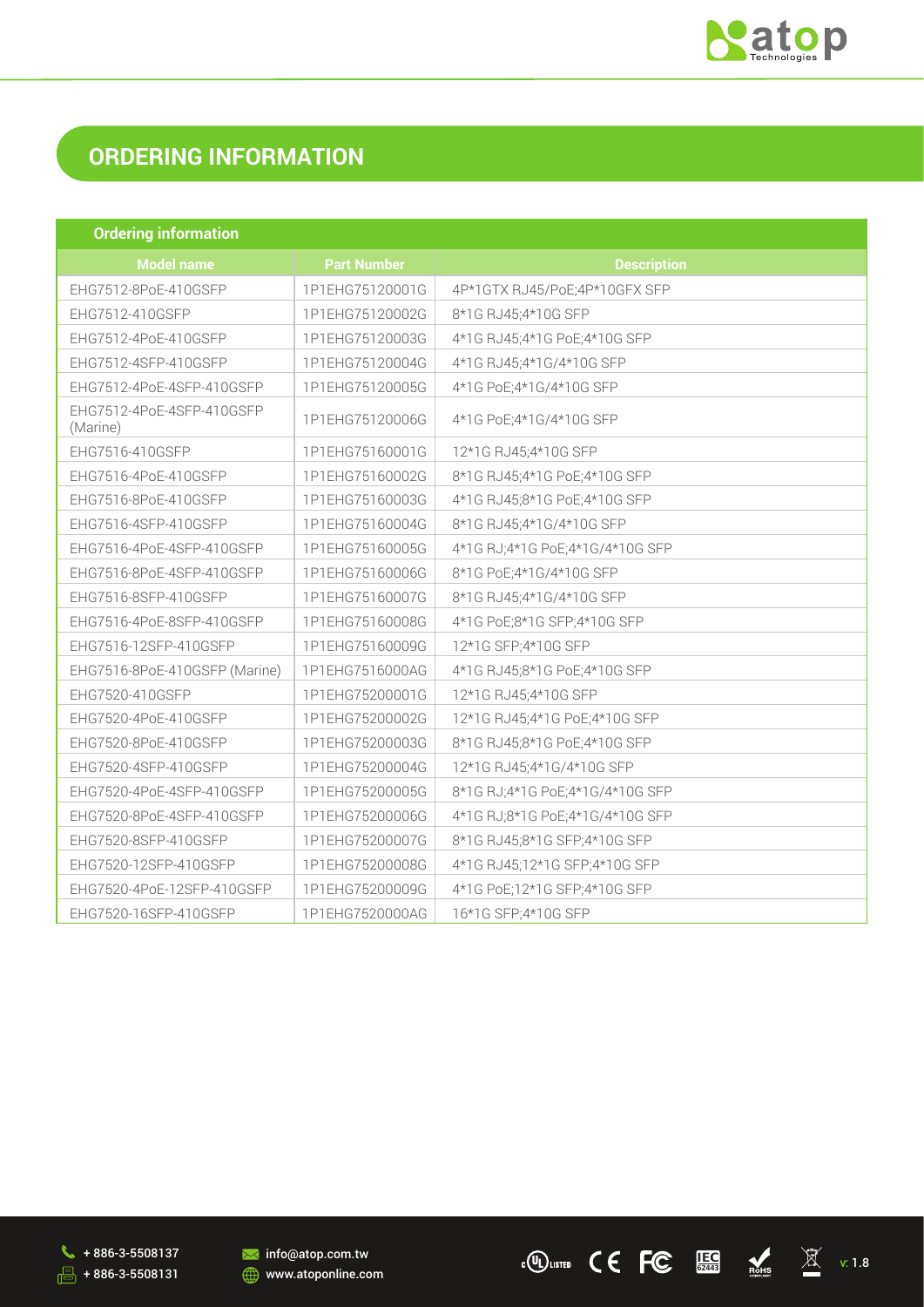# ORDERING INFORMATION

| Ordering information | | |
|---|---|---|
| **Model name** | **Part Number** | **Description** |
| EHG7512-8PoE-410GSFP | 1P1EHG75120001G | 4P*1GTX RJ45/PoE;4P*10GFX SFP |
| EHG7512-410GSFP | 1P1EHG75120002G | 8*1G RJ45;4*10G SFP |
| EHG7512-4PoE-410GSFP | 1P1EHG75120003G | 4*1G RJ45;4*1G PoE;4*10G SFP |
| EHG7512-4SFP-410GSFP | 1P1EHG75120004G | 4*1G RJ45;4*1G/4*10G SFP |
| EHG7512-4PoE-4SFP-410GSFP | 1P1EHG75120005G | 4*1G PoE;4*1G/4*10G SFP |
| EHG7512-4PoE-4SFP-410GSFP (Marine) | 1P1EHG75120006G | 4*1G PoE;4*1G/4*10G SFP |
| EHG7516-410GSFP | 1P1EHG75160001G | 12*1G RJ45;4*10G SFP |
| EHG7516-4PoE-410GSFP | 1P1EHG75160002G | 8*1G RJ45;4*1G PoE;4*10G SFP |
| EHG7516-8PoE-410GSFP | 1P1EHG75160003G | 4*1G RJ45;8*1G PoE;4*10G SFP |
| EHG7516-4SFP-410GSFP | 1P1EHG75160004G | 8*1G RJ45;4*1G/4*10G SFP |
| EHG7516-4PoE-4SFP-410GSFP | 1P1EHG75160005G | 4*1G RJ;4*1G PoE;4*1G/4*10G SFP |
| EHG7516-8PoE-4SFP-410GSFP | 1P1EHG75160006G | 8*1G PoE;4*1G/4*10G SFP |
| EHG7516-8SFP-410GSFP | 1P1EHG75160007G | 8*1G RJ45;4*1G/4*10G SFP |
| EHG7516-4PoE-8SFP-410GSFP | 1P1EHG75160008G | 4*1G PoE;8*1G SFP;4*10G SFP |
| EHG7516-12SFP-410GSFP | 1P1EHG75160009G | 12*1G SFP;4*10G SFP |
| EHG7516-8PoE-410GSFP (Marine) | 1P1EHG7516000AG | 4*1G RJ45;8*1G PoE;4*10G SFP |
| EHG7520-410GSFP | 1P1EHG75200001G | 12*1G RJ45;4*10G SFP |
| EHG7520-4PoE-410GSFP | 1P1EHG75200002G | 12*1G RJ45;4*1G PoE;4*10G SFP |
| EHG7520-8PoE-410GSFP | 1P1EHG75200003G | 8*1G RJ45;8*1G PoE;4*10G SFP |
| EHG7520-4SFP-410GSFP | 1P1EHG75200004G | 12*1G RJ45;4*1G/4*10G SFP |
| EHG7520-4PoE-4SFP-410GSFP | 1P1EHG75200005G | 8*1G RJ;4*1G PoE;4*1G/4*10G SFP |
| EHG7520-8PoE-4SFP-410GSFP | 1P1EHG75200006G | 4*1G RJ;8*1G PoE;4*1G/4*10G SFP |
| EHG7520-8SFP-410GSFP | 1P1EHG75200007G | 8*1G RJ45;8*1G SFP;4*10G SFP |
| EHG7520-12SFP-410GSFP | 1P1EHG75200008G | 4*1G RJ45;12*1G SFP;4*10G SFP |
| EHG7520-4PoE-12SFP-410GSFP | 1P1EHG75200009G | 4*1G PoE;12*1G SFP;4*10G SFP |
| EHG7520-16SFP-410GSFP | 1P1EHG7520000AG | 16*1G SFP;4*10G SFP |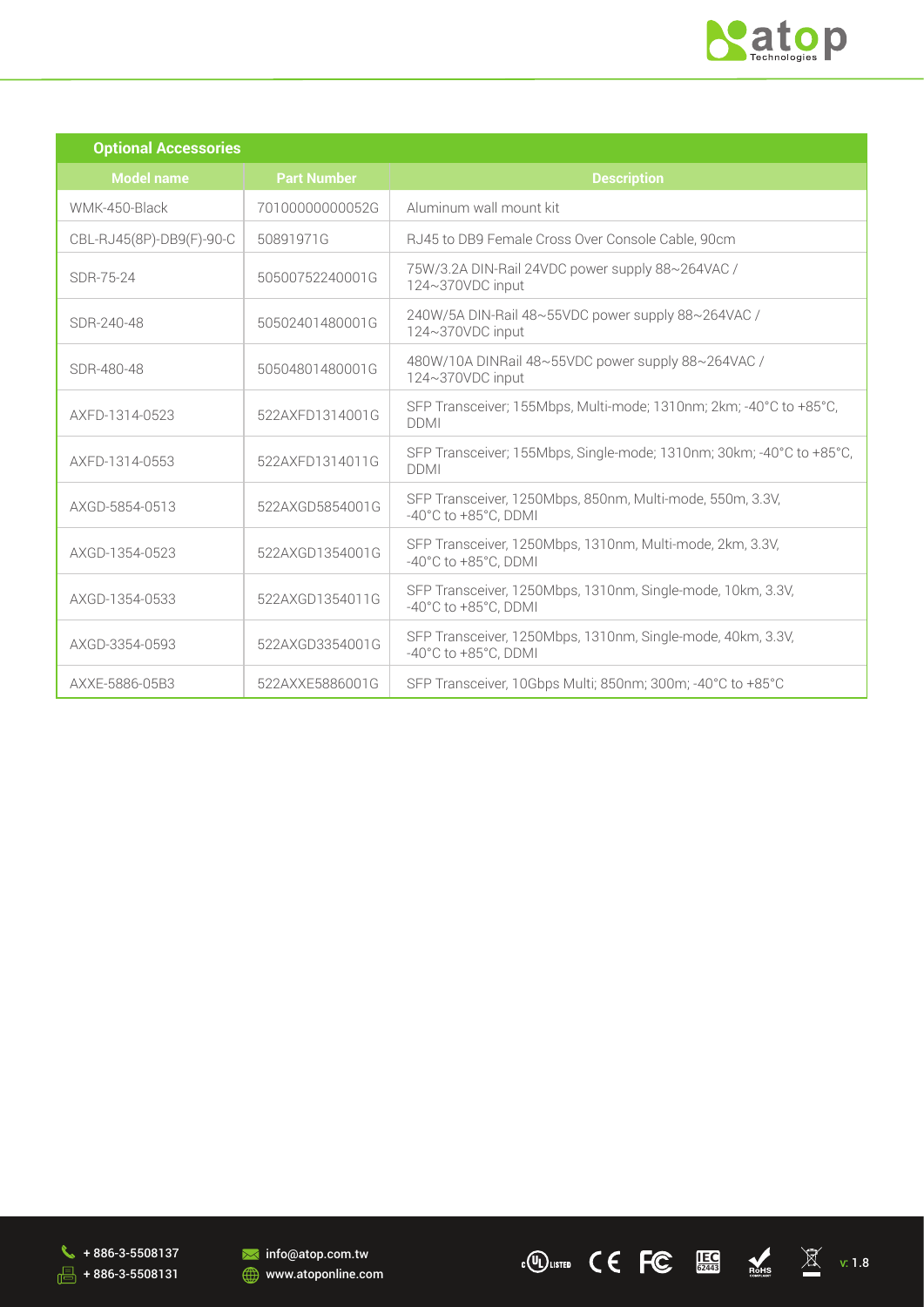## Optional Accessories

| Model name | Part Number | Description |
|---|---|---|
| WMK-450-Black | 70100000000052G | Aluminum wall mount kit |
| CBL-RJ45(8P)-DB9(F)-90-C | 50891971G | RJ45 to DB9 Female Cross Over Console Cable, 90cm |
| SDR-75-24 | 50500752240001G | 75W/3.2A DIN-Rail 24VDC power supply 88~264VAC / 124~370VDC input |
| SDR-240-48 | 50502401480001G | 240W/5A DIN-Rail 48~55VDC power supply 88~264VAC / 124~370VDC input |
| SDR-480-48 | 50504801480001G | 480W/10A DINRail 48~55VDC power supply 88~264VAC / 124~370VDC input |
| AXFD-1314-0523 | 522AXFD1314001G | SFP Transceiver; 155Mbps, Multi-mode; 1310nm; 2km; -40°C to +85°C, DDMI |
| AXFD-1314-0553 | 522AXFD1314011G | SFP Transceiver; 155Mbps, Single-mode; 1310nm; 30km; -40°C to +85°C, DDMI |
| AXGD-5854-0513 | 522AXGD5854001G | SFP Transceiver, 1250Mbps, 850nm, Multi-mode, 550m, 3.3V, -40°C to +85°C, DDMI |
| AXGD-1354-0523 | 522AXGD1354001G | SFP Transceiver, 1250Mbps, 1310nm, Multi-mode, 2km, 3.3V, -40°C to +85°C, DDMI |
| AXGD-1354-0533 | 522AXGD1354011G | SFP Transceiver, 1250Mbps, 1310nm, Single-mode, 10km, 3.3V, -40°C to +85°C, DDMI |
| AXGD-3354-0593 | 522AXGD3354001G | SFP Transceiver, 1250Mbps, 1310nm, Single-mode, 40km, 3.3V, -40°C to +85°C, DDMI |
| AXXE-5886-05B3 | 522AXXE5886001G | SFP Transceiver, 10Gbps Multi; 850nm; 300m; -40°C to +85°C |

+ 886-3-5508137
+ 886-3-5508131
info@atop.com.tw
www.atoponline.com
v: 1.8